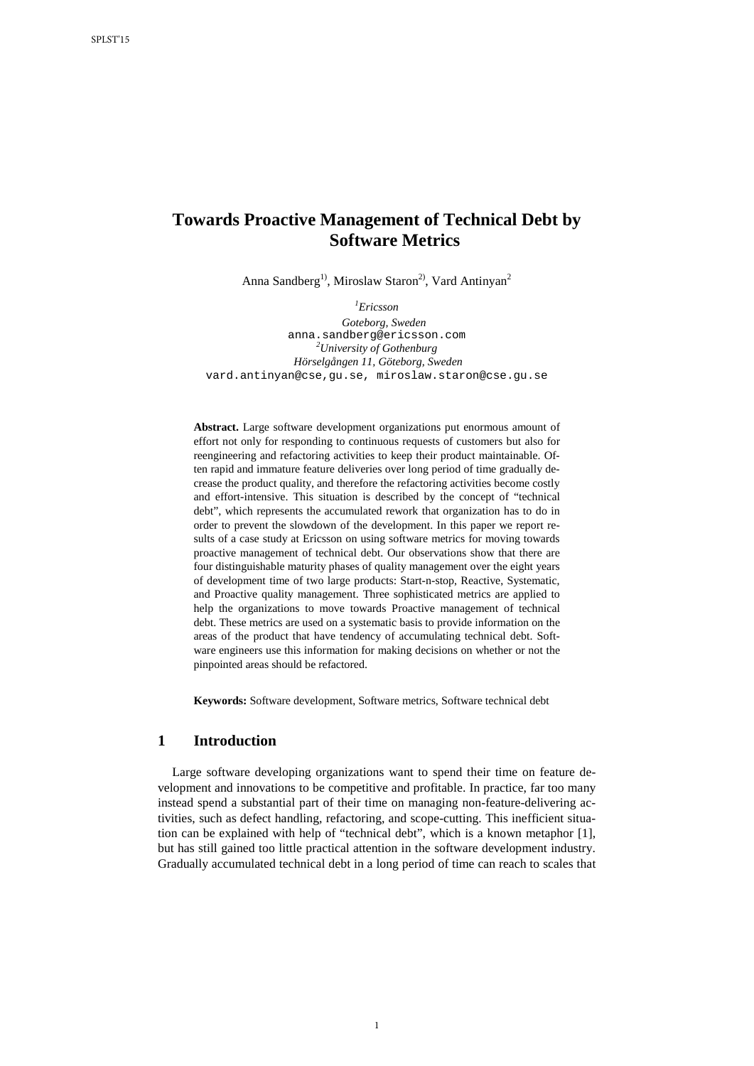# Towards Proactive Management of Technical Debt by Software Metrics

Anna Sandberg[1)], Miroslaw Staron[2)], Vard Antinyan[2]

[1]*Ericsson*

*Goteborg, Sweden*
anna.sandberg@ericsson.com
[2]*University of Gothenburg*
*Hörselgången 11, Göteborg, Sweden*
vard.antinyan@cse,gu.se, miroslaw.staron@cse.gu.se

**Abstract.** Large software development organizations put enormous amount of effort not only for responding to continuous requests of customers but also for reengineering and refactoring activities to keep their product maintainable. Often rapid and immature feature deliveries over long period of time gradually decrease the product quality, and therefore the refactoring activities become costly and effort-intensive. This situation is described by the concept of "technical debt", which represents the accumulated rework that organization has to do in order to prevent the slowdown of the development. In this paper we report results of a case study at Ericsson on using software metrics for moving towards proactive management of technical debt. Our observations show that there are four distinguishable maturity phases of quality management over the eight years of development time of two large products: Start-n-stop, Reactive, Systematic, and Proactive quality management. Three sophisticated metrics are applied to help the organizations to move towards Proactive management of technical debt. These metrics are used on a systematic basis to provide information on the areas of the product that have tendency of accumulating technical debt. Software engineers use this information for making decisions on whether or not the pinpointed areas should be refactored.

**Keywords:** Software development, Software metrics, Software technical debt

## 1 Introduction

Large software developing organizations want to spend their time on feature development and innovations to be competitive and profitable. In practice, far too many instead spend a substantial part of their time on managing non-feature-delivering activities, such as defect handling, refactoring, and scope-cutting. This inefficient situation can be explained with help of "technical debt", which is a known metaphor [1], but has still gained too little practical attention in the software development industry. Gradually accumulated technical debt in a long period of time can reach to scales that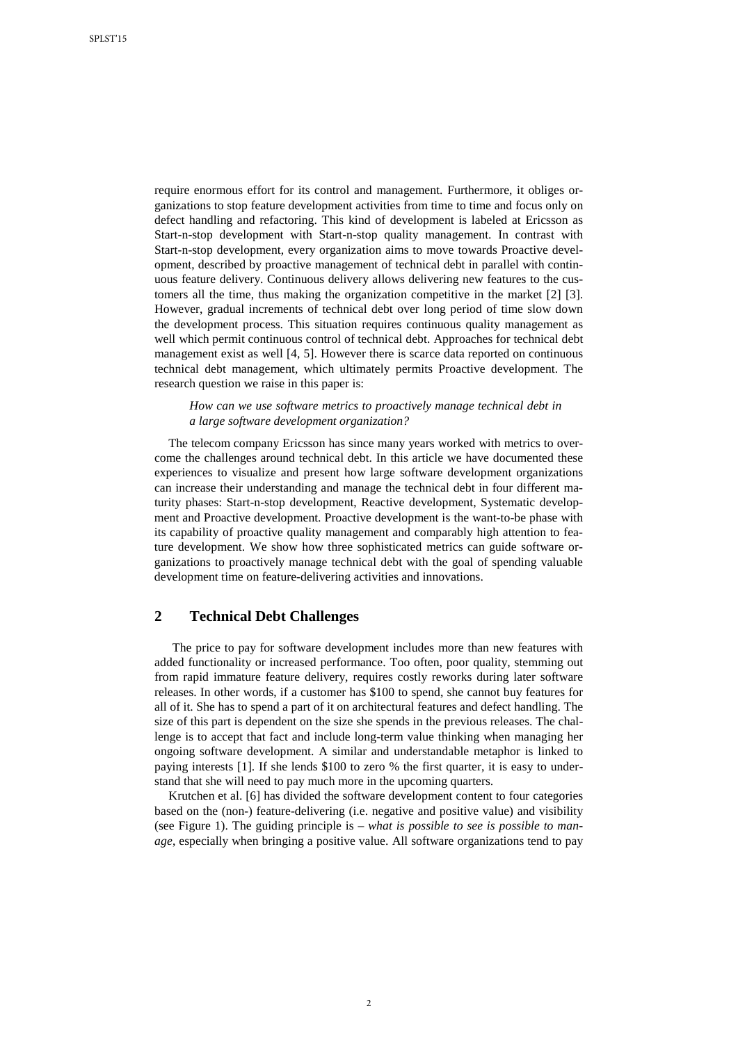require enormous effort for its control and management. Furthermore, it obliges organizations to stop feature development activities from time to time and focus only on defect handling and refactoring. This kind of development is labeled at Ericsson as Start-n-stop development with Start-n-stop quality management. In contrast with Start-n-stop development, every organization aims to move towards Proactive development, described by proactive management of technical debt in parallel with continuous feature delivery. Continuous delivery allows delivering new features to the customers all the time, thus making the organization competitive in the market [2] [3]. However, gradual increments of technical debt over long period of time slow down the development process. This situation requires continuous quality management as well which permit continuous control of technical debt. Approaches for technical debt management exist as well [4, 5]. However there is scarce data reported on continuous technical debt management, which ultimately permits Proactive development. The research question we raise in this paper is:

> *How can we use software metrics to proactively manage technical debt in a large software development organization?*

The telecom company Ericsson has since many years worked with metrics to overcome the challenges around technical debt. In this article we have documented these experiences to visualize and present how large software development organizations can increase their understanding and manage the technical debt in four different maturity phases: Start-n-stop development, Reactive development, Systematic development and Proactive development. Proactive development is the want-to-be phase with its capability of proactive quality management and comparably high attention to feature development. We show how three sophisticated metrics can guide software organizations to proactively manage technical debt with the goal of spending valuable development time on feature-delivering activities and innovations.

## 2 Technical Debt Challenges

The price to pay for software development includes more than new features with added functionality or increased performance. Too often, poor quality, stemming out from rapid immature feature delivery, requires costly reworks during later software releases. In other words, if a customer has $100 to spend, she cannot buy features for all of it. She has to spend a part of it on architectural features and defect handling. The size of this part is dependent on the size she spends in the previous releases. The challenge is to accept that fact and include long-term value thinking when managing her ongoing software development. A similar and understandable metaphor is linked to paying interests [1]. If she lends $100 to zero % the first quarter, it is easy to understand that she will need to pay much more in the upcoming quarters.

Krutchen et al. [6] has divided the software development content to four categories based on the (non-) feature-delivering (i.e. negative and positive value) and visibility (see Figure 1). The guiding principle is – *what is possible to see is possible to manage*, especially when bringing a positive value. All software organizations tend to pay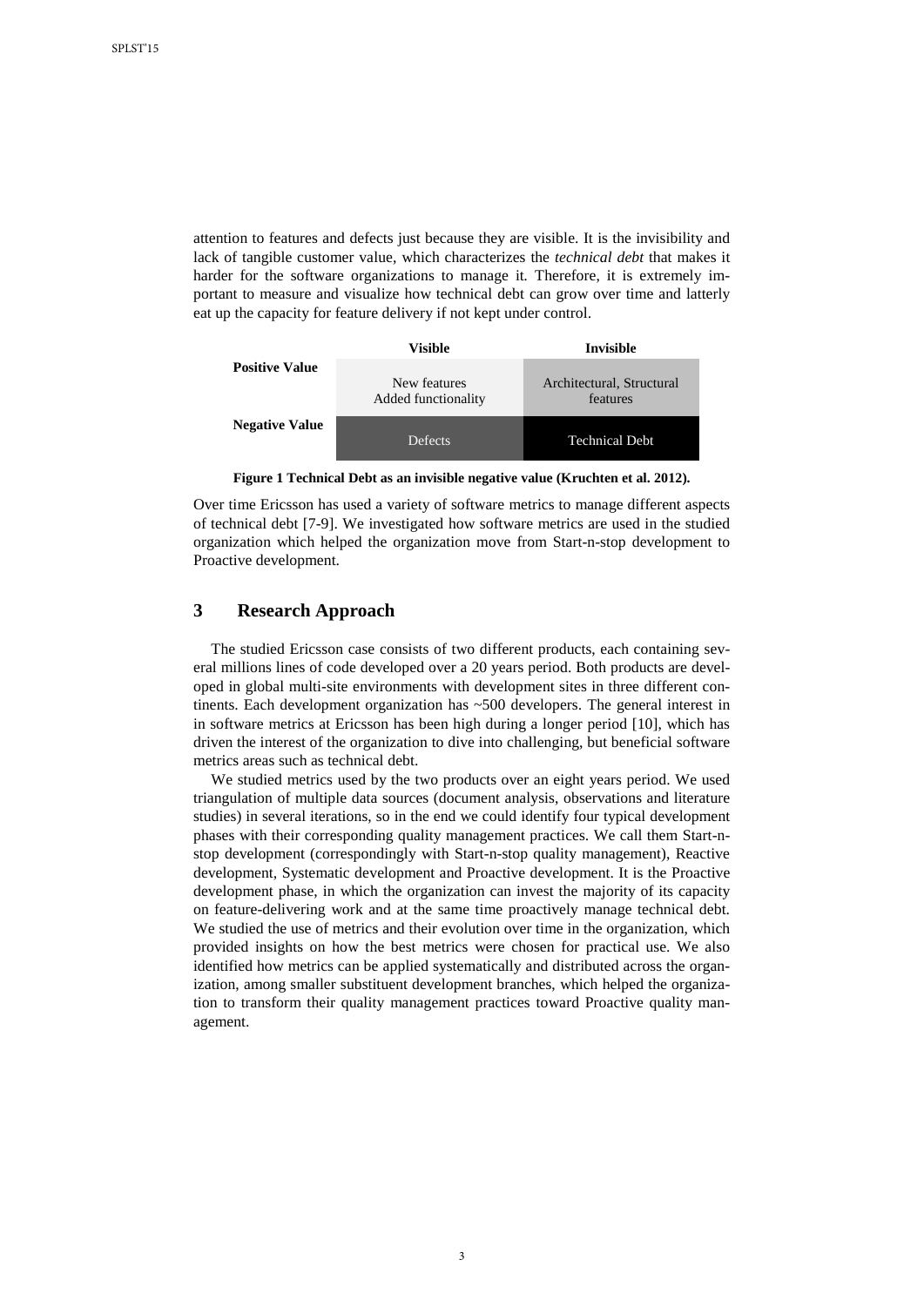attention to features and defects just because they are visible. It is the invisibility and lack of tangible customer value, which characterizes the *technical debt* that makes it harder for the software organizations to manage it. Therefore, it is extremely important to measure and visualize how technical debt can grow over time and latterly eat up the capacity for feature delivery if not kept under control.

| | **Visible** | **Invisible** |
|---|---|---|
| **Positive Value** | New features Added functionality | Architectural, Structural features |
| **Negative Value** | Defects | Technical Debt |

**Figure 1 Technical Debt as an invisible negative value (Kruchten et al. 2012).**

Over time Ericsson has used a variety of software metrics to manage different aspects of technical debt [7-9]. We investigated how software metrics are used in the studied organization which helped the organization move from Start-n-stop development to Proactive development.

## 3 Research Approach

The studied Ericsson case consists of two different products, each containing several millions lines of code developed over a 20 years period. Both products are developed in global multi-site environments with development sites in three different continents. Each development organization has ~500 developers. The general interest in in software metrics at Ericsson has been high during a longer period [10], which has driven the interest of the organization to dive into challenging, but beneficial software metrics areas such as technical debt.

We studied metrics used by the two products over an eight years period. We used triangulation of multiple data sources (document analysis, observations and literature studies) in several iterations, so in the end we could identify four typical development phases with their corresponding quality management practices. We call them Start-n-stop development (correspondingly with Start-n-stop quality management), Reactive development, Systematic development and Proactive development. It is the Proactive development phase, in which the organization can invest the majority of its capacity on feature-delivering work and at the same time proactively manage technical debt. We studied the use of metrics and their evolution over time in the organization, which provided insights on how the best metrics were chosen for practical use. We also identified how metrics can be applied systematically and distributed across the organization, among smaller substituent development branches, which helped the organization to transform their quality management practices toward Proactive quality management.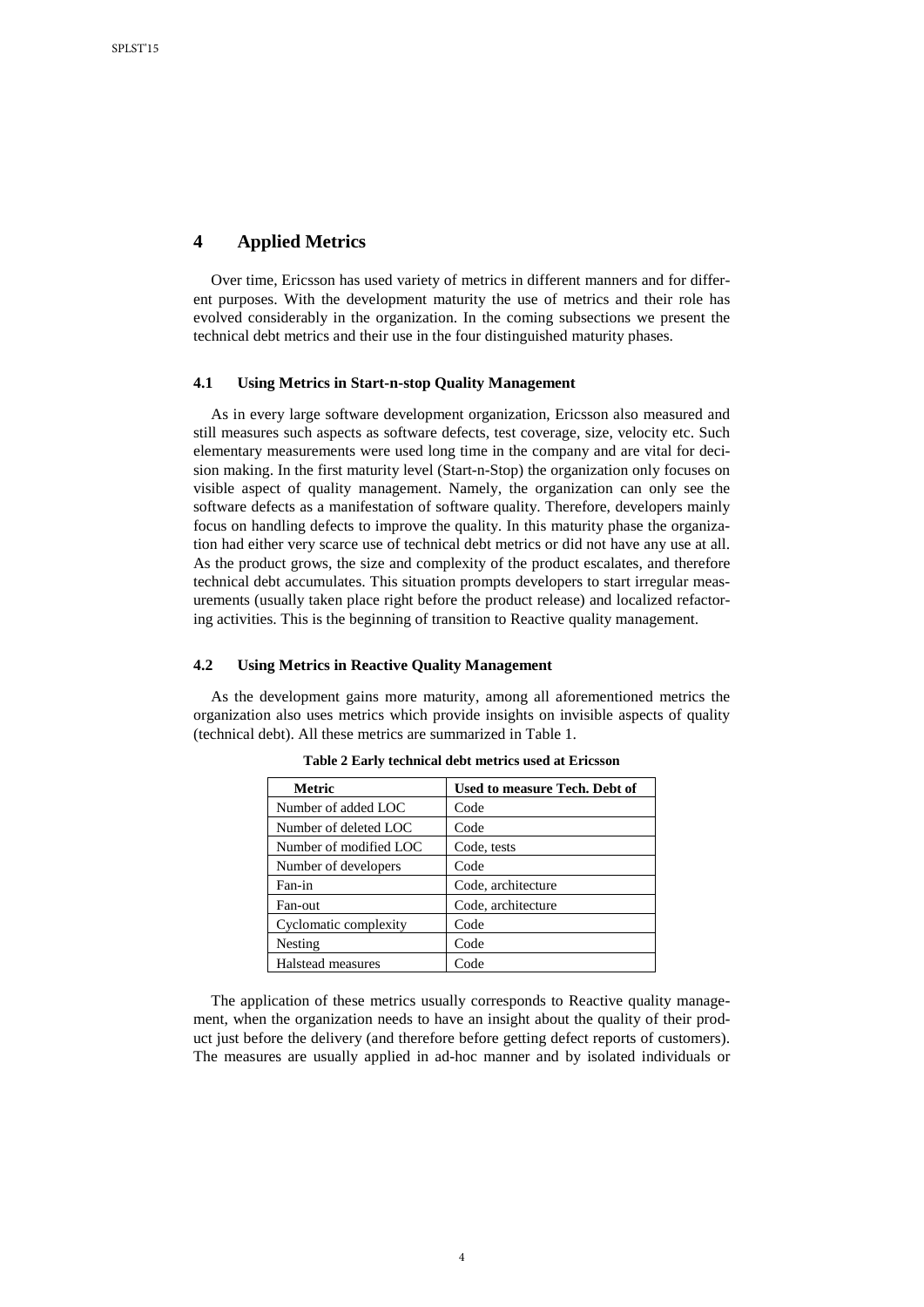## 4 Applied Metrics

Over time, Ericsson has used variety of metrics in different manners and for different purposes. With the development maturity the use of metrics and their role has evolved considerably in the organization. In the coming subsections we present the technical debt metrics and their use in the four distinguished maturity phases.

### 4.1 Using Metrics in Start-n-stop Quality Management

As in every large software development organization, Ericsson also measured and still measures such aspects as software defects, test coverage, size, velocity etc. Such elementary measurements were used long time in the company and are vital for decision making. In the first maturity level (Start-n-Stop) the organization only focuses on visible aspect of quality management. Namely, the organization can only see the software defects as a manifestation of software quality. Therefore, developers mainly focus on handling defects to improve the quality. In this maturity phase the organization had either very scarce use of technical debt metrics or did not have any use at all. As the product grows, the size and complexity of the product escalates, and therefore technical debt accumulates. This situation prompts developers to start irregular measurements (usually taken place right before the product release) and localized refactoring activities. This is the beginning of transition to Reactive quality management.

### 4.2 Using Metrics in Reactive Quality Management

As the development gains more maturity, among all aforementioned metrics the organization also uses metrics which provide insights on invisible aspects of quality (technical debt). All these metrics are summarized in Table 1.

**Table 2 Early technical debt metrics used at Ericsson**

| Metric | Used to measure Tech. Debt of |
|---|---|
| Number of added LOC | Code |
| Number of deleted LOC | Code |
| Number of modified LOC | Code, tests |
| Number of developers | Code |
| Fan-in | Code, architecture |
| Fan-out | Code, architecture |
| Cyclomatic complexity | Code |
| Nesting | Code |
| Halstead measures | Code |

The application of these metrics usually corresponds to Reactive quality management, when the organization needs to have an insight about the quality of their product just before the delivery (and therefore before getting defect reports of customers). The measures are usually applied in ad-hoc manner and by isolated individuals or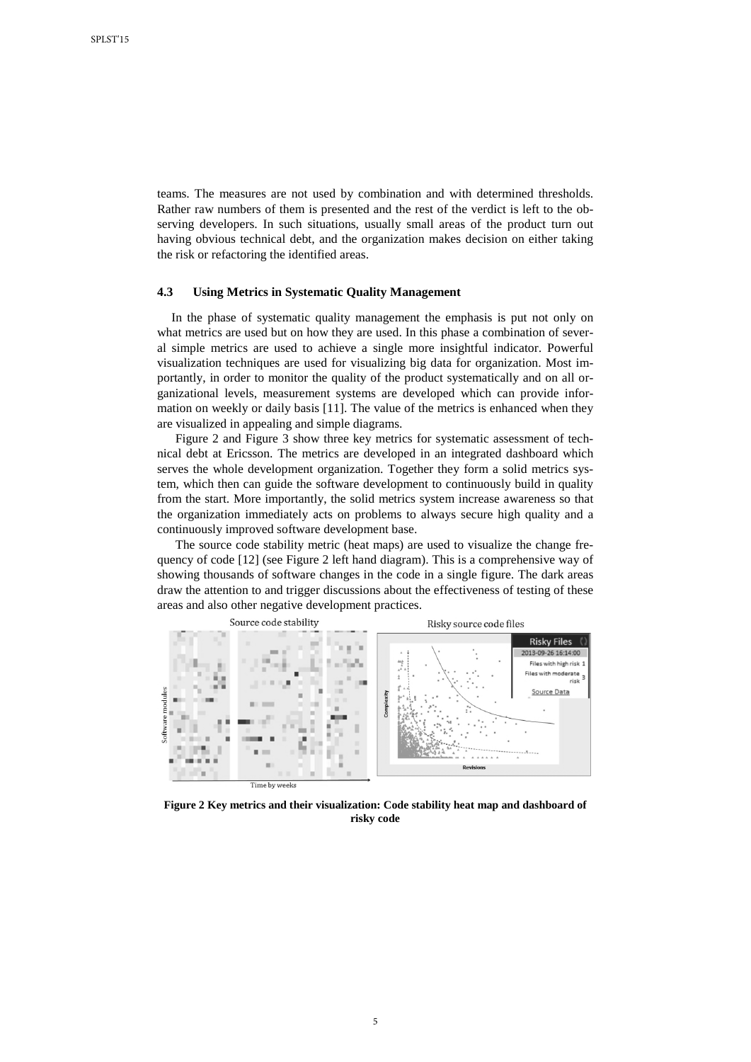teams. The measures are not used by combination and with determined thresholds. Rather raw numbers of them is presented and the rest of the verdict is left to the observing developers. In such situations, usually small areas of the product turn out having obvious technical debt, and the organization makes decision on either taking the risk or refactoring the identified areas.

### 4.3 Using Metrics in Systematic Quality Management

In the phase of systematic quality management the emphasis is put not only on what metrics are used but on how they are used. In this phase a combination of several simple metrics are used to achieve a single more insightful indicator. Powerful visualization techniques are used for visualizing big data for organization. Most importantly, in order to monitor the quality of the product systematically and on all organizational levels, measurement systems are developed which can provide information on weekly or daily basis [11]. The value of the metrics is enhanced when they are visualized in appealing and simple diagrams.

Figure 2 and Figure 3 show three key metrics for systematic assessment of technical debt at Ericsson. The metrics are developed in an integrated dashboard which serves the whole development organization. Together they form a solid metrics system, which then can guide the software development to continuously build in quality from the start. More importantly, the solid metrics system increase awareness so that the organization immediately acts on problems to always secure high quality and a continuously improved software development base.

The source code stability metric (heat maps) are used to visualize the change frequency of code [12] (see Figure 2 left hand diagram). This is a comprehensive way of showing thousands of software changes in the code in a single figure. The dark areas draw the attention to and trigger discussions about the effectiveness of testing of these areas and also other negative development practices.

**Figure 2 Key metrics and their visualization: Code stability heat map and dashboard of risky code**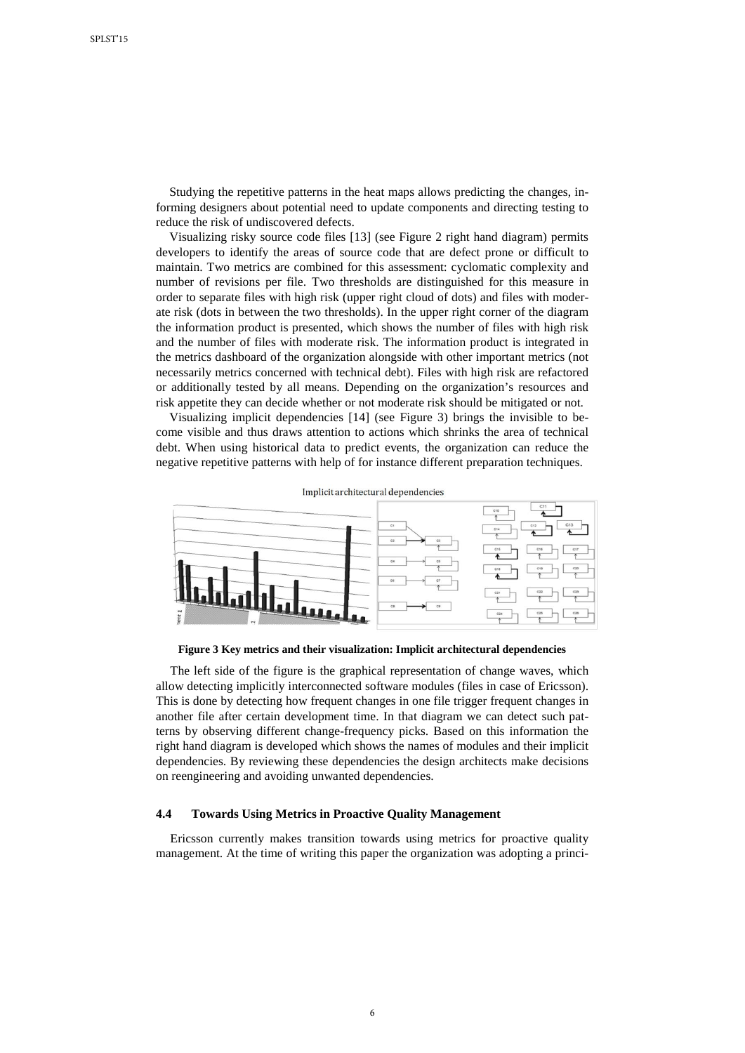Studying the repetitive patterns in the heat maps allows predicting the changes, informing designers about potential need to update components and directing testing to reduce the risk of undiscovered defects.

Visualizing risky source code files [13] (see Figure 2 right hand diagram) permits developers to identify the areas of source code that are defect prone or difficult to maintain. Two metrics are combined for this assessment: cyclomatic complexity and number of revisions per file. Two thresholds are distinguished for this measure in order to separate files with high risk (upper right cloud of dots) and files with moderate risk (dots in between the two thresholds). In the upper right corner of the diagram the information product is presented, which shows the number of files with high risk and the number of files with moderate risk. The information product is integrated in the metrics dashboard of the organization alongside with other important metrics (not necessarily metrics concerned with technical debt). Files with high risk are refactored or additionally tested by all means. Depending on the organization's resources and risk appetite they can decide whether or not moderate risk should be mitigated or not.

Visualizing implicit dependencies [14] (see Figure 3) brings the invisible to become visible and thus draws attention to actions which shrinks the area of technical debt. When using historical data to predict events, the organization can reduce the negative repetitive patterns with help of for instance different preparation techniques.

**Figure 3 Key metrics and their visualization: Implicit architectural dependencies**

The left side of the figure is the graphical representation of change waves, which allow detecting implicitly interconnected software modules (files in case of Ericsson). This is done by detecting how frequent changes in one file trigger frequent changes in another file after certain development time. In that diagram we can detect such patterns by observing different change-frequency picks. Based on this information the right hand diagram is developed which shows the names of modules and their implicit dependencies. By reviewing these dependencies the design architects make decisions on reengineering and avoiding unwanted dependencies.

### 4.4 Towards Using Metrics in Proactive Quality Management

Ericsson currently makes transition towards using metrics for proactive quality management. At the time of writing this paper the organization was adopting a princi-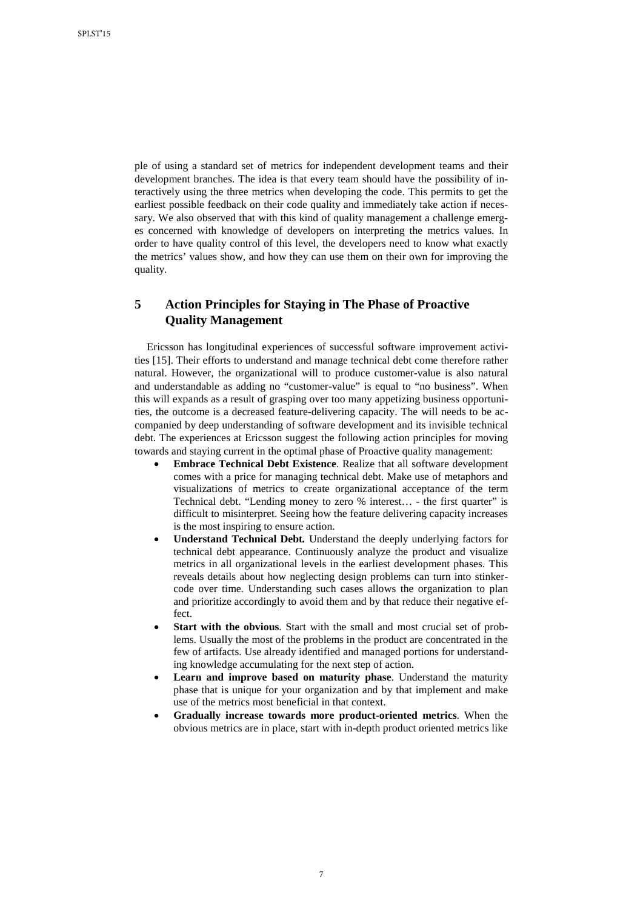ple of using a standard set of metrics for independent development teams and their development branches. The idea is that every team should have the possibility of interactively using the three metrics when developing the code. This permits to get the earliest possible feedback on their code quality and immediately take action if necessary. We also observed that with this kind of quality management a challenge emerges concerned with knowledge of developers on interpreting the metrics values. In order to have quality control of this level, the developers need to know what exactly the metrics' values show, and how they can use them on their own for improving the quality.

## 5 Action Principles for Staying in The Phase of Proactive Quality Management

Ericsson has longitudinal experiences of successful software improvement activities [15]. Their efforts to understand and manage technical debt come therefore rather natural. However, the organizational will to produce customer-value is also natural and understandable as adding no "customer-value" is equal to "no business". When this will expands as a result of grasping over too many appetizing business opportunities, the outcome is a decreased feature-delivering capacity. The will needs to be accompanied by deep understanding of software development and its invisible technical debt. The experiences at Ericsson suggest the following action principles for moving towards and staying current in the optimal phase of Proactive quality management:

- **Embrace Technical Debt Existence**. Realize that all software development comes with a price for managing technical debt. Make use of metaphors and visualizations of metrics to create organizational acceptance of the term Technical debt. "Lending money to zero % interest… - the first quarter" is difficult to misinterpret. Seeing how the feature delivering capacity increases is the most inspiring to ensure action.
- **Understand Technical Debt.** Understand the deeply underlying factors for technical debt appearance. Continuously analyze the product and visualize metrics in all organizational levels in the earliest development phases. This reveals details about how neglecting design problems can turn into stinker-code over time. Understanding such cases allows the organization to plan and prioritize accordingly to avoid them and by that reduce their negative effect.
- **Start with the obvious**. Start with the small and most crucial set of problems. Usually the most of the problems in the product are concentrated in the few of artifacts. Use already identified and managed portions for understanding knowledge accumulating for the next step of action.
- **Learn and improve based on maturity phase**. Understand the maturity phase that is unique for your organization and by that implement and make use of the metrics most beneficial in that context.
- **Gradually increase towards more product-oriented metrics**. When the obvious metrics are in place, start with in-depth product oriented metrics like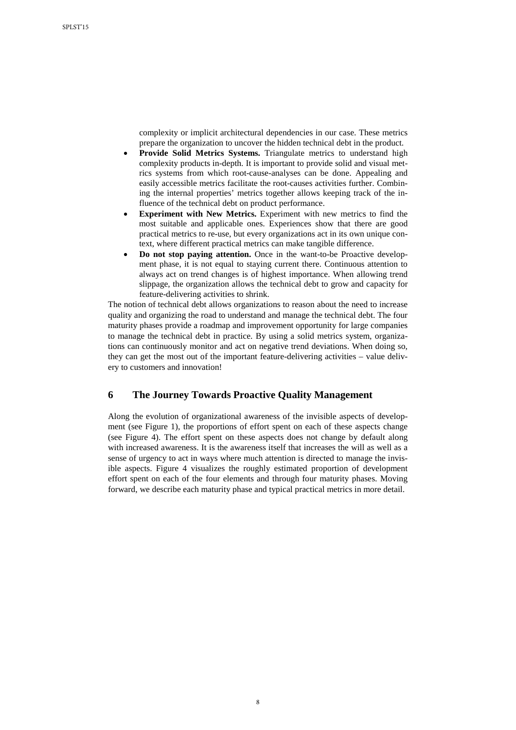complexity or implicit architectural dependencies in our case. These metrics prepare the organization to uncover the hidden technical debt in the product.

- **Provide Solid Metrics Systems.** Triangulate metrics to understand high complexity products in-depth. It is important to provide solid and visual metrics systems from which root-cause-analyses can be done. Appealing and easily accessible metrics facilitate the root-causes activities further. Combining the internal properties' metrics together allows keeping track of the influence of the technical debt on product performance.
- **Experiment with New Metrics.** Experiment with new metrics to find the most suitable and applicable ones. Experiences show that there are good practical metrics to re-use, but every organizations act in its own unique context, where different practical metrics can make tangible difference.
- **Do not stop paying attention.** Once in the want-to-be Proactive development phase, it is not equal to staying current there. Continuous attention to always act on trend changes is of highest importance. When allowing trend slippage, the organization allows the technical debt to grow and capacity for feature-delivering activities to shrink.

The notion of technical debt allows organizations to reason about the need to increase quality and organizing the road to understand and manage the technical debt. The four maturity phases provide a roadmap and improvement opportunity for large companies to manage the technical debt in practice. By using a solid metrics system, organizations can continuously monitor and act on negative trend deviations. When doing so, they can get the most out of the important feature-delivering activities – value delivery to customers and innovation!

## 6 The Journey Towards Proactive Quality Management

Along the evolution of organizational awareness of the invisible aspects of development (see Figure 1), the proportions of effort spent on each of these aspects change (see Figure 4). The effort spent on these aspects does not change by default along with increased awareness. It is the awareness itself that increases the will as well as a sense of urgency to act in ways where much attention is directed to manage the invisible aspects. Figure 4 visualizes the roughly estimated proportion of development effort spent on each of the four elements and through four maturity phases. Moving forward, we describe each maturity phase and typical practical metrics in more detail.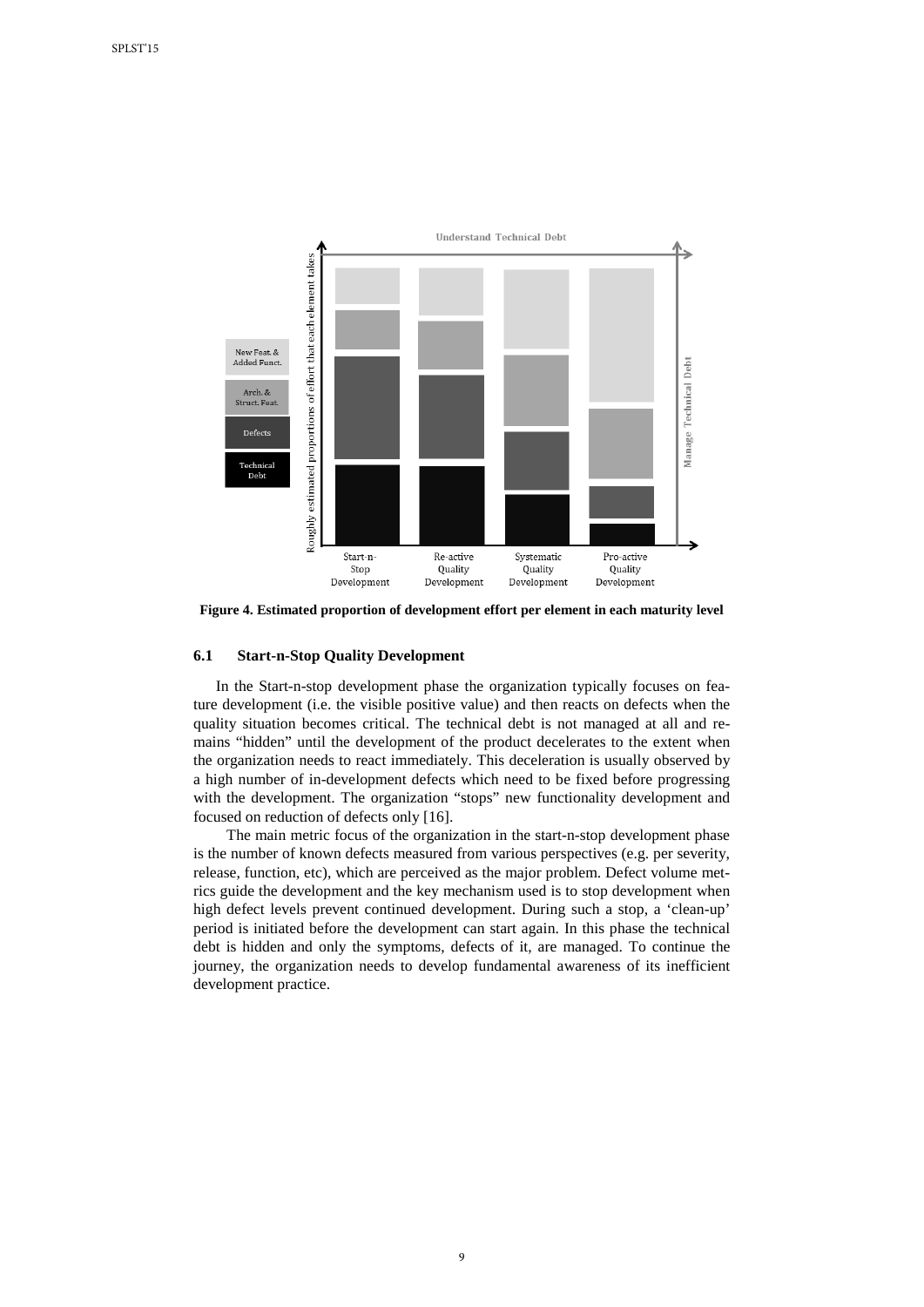Figure 4. Estimated proportion of development effort per element in each maturity level

### 6.1 Start-n-Stop Quality Development

In the Start-n-stop development phase the organization typically focuses on feature development (i.e. the visible positive value) and then reacts on defects when the quality situation becomes critical. The technical debt is not managed at all and remains "hidden" until the development of the product decelerates to the extent when the organization needs to react immediately. This deceleration is usually observed by a high number of in-development defects which need to be fixed before progressing with the development. The organization "stops" new functionality development and focused on reduction of defects only [16].

The main metric focus of the organization in the start-n-stop development phase is the number of known defects measured from various perspectives (e.g. per severity, release, function, etc), which are perceived as the major problem. Defect volume metrics guide the development and the key mechanism used is to stop development when high defect levels prevent continued development. During such a stop, a 'clean-up' period is initiated before the development can start again. In this phase the technical debt is hidden and only the symptoms, defects of it, are managed. To continue the journey, the organization needs to develop fundamental awareness of its inefficient development practice.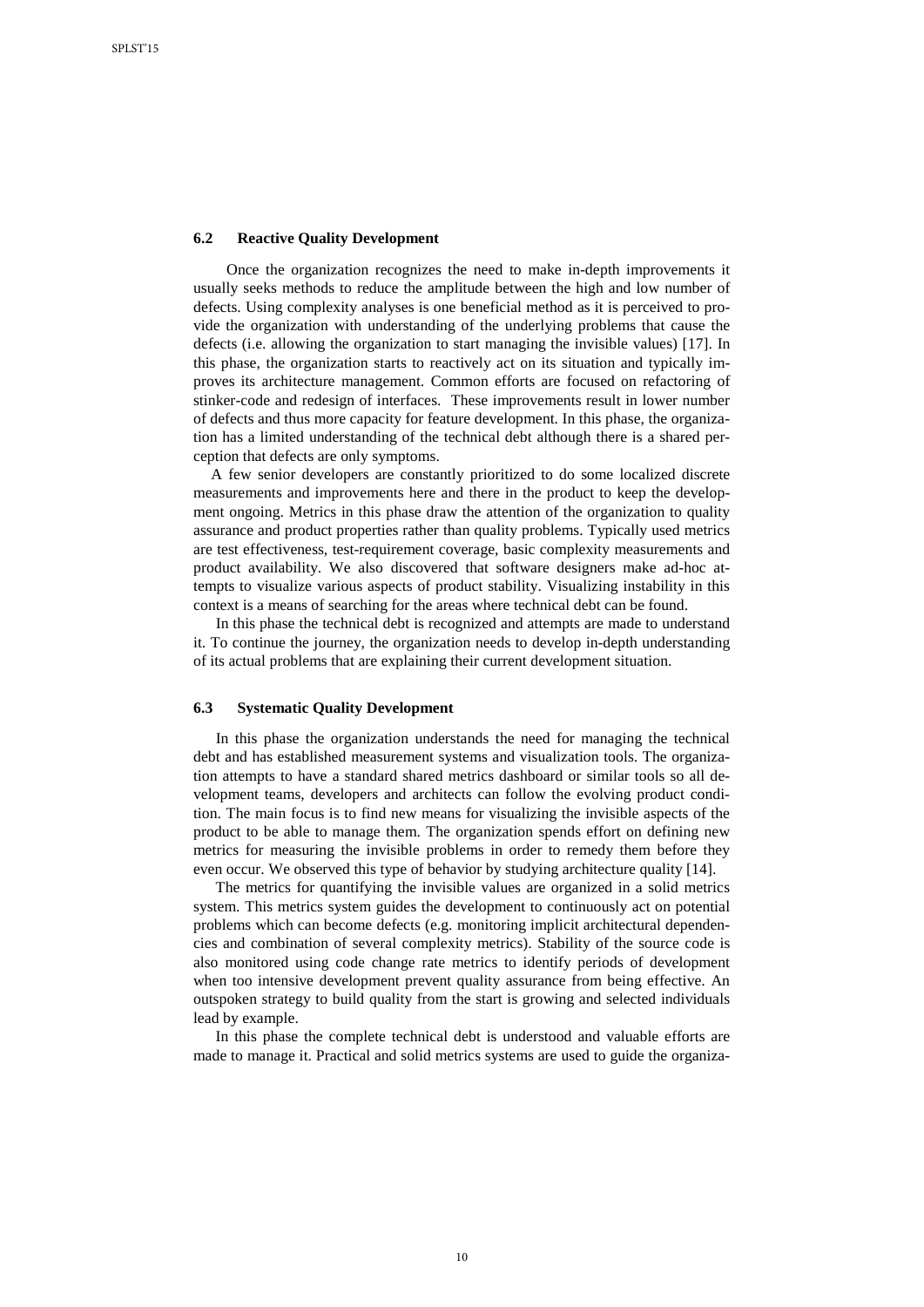### 6.2 Reactive Quality Development

Once the organization recognizes the need to make in-depth improvements it usually seeks methods to reduce the amplitude between the high and low number of defects. Using complexity analyses is one beneficial method as it is perceived to provide the organization with understanding of the underlying problems that cause the defects (i.e. allowing the organization to start managing the invisible values) [17]. In this phase, the organization starts to reactively act on its situation and typically improves its architecture management. Common efforts are focused on refactoring of stinker-code and redesign of interfaces. These improvements result in lower number of defects and thus more capacity for feature development. In this phase, the organization has a limited understanding of the technical debt although there is a shared perception that defects are only symptoms.

A few senior developers are constantly prioritized to do some localized discrete measurements and improvements here and there in the product to keep the development ongoing. Metrics in this phase draw the attention of the organization to quality assurance and product properties rather than quality problems. Typically used metrics are test effectiveness, test-requirement coverage, basic complexity measurements and product availability. We also discovered that software designers make ad-hoc attempts to visualize various aspects of product stability. Visualizing instability in this context is a means of searching for the areas where technical debt can be found.

In this phase the technical debt is recognized and attempts are made to understand it. To continue the journey, the organization needs to develop in-depth understanding of its actual problems that are explaining their current development situation.

### 6.3 Systematic Quality Development

In this phase the organization understands the need for managing the technical debt and has established measurement systems and visualization tools. The organization attempts to have a standard shared metrics dashboard or similar tools so all development teams, developers and architects can follow the evolving product condition. The main focus is to find new means for visualizing the invisible aspects of the product to be able to manage them. The organization spends effort on defining new metrics for measuring the invisible problems in order to remedy them before they even occur. We observed this type of behavior by studying architecture quality [14].

The metrics for quantifying the invisible values are organized in a solid metrics system. This metrics system guides the development to continuously act on potential problems which can become defects (e.g. monitoring implicit architectural dependencies and combination of several complexity metrics). Stability of the source code is also monitored using code change rate metrics to identify periods of development when too intensive development prevent quality assurance from being effective. An outspoken strategy to build quality from the start is growing and selected individuals lead by example.

In this phase the complete technical debt is understood and valuable efforts are made to manage it. Practical and solid metrics systems are used to guide the organiza-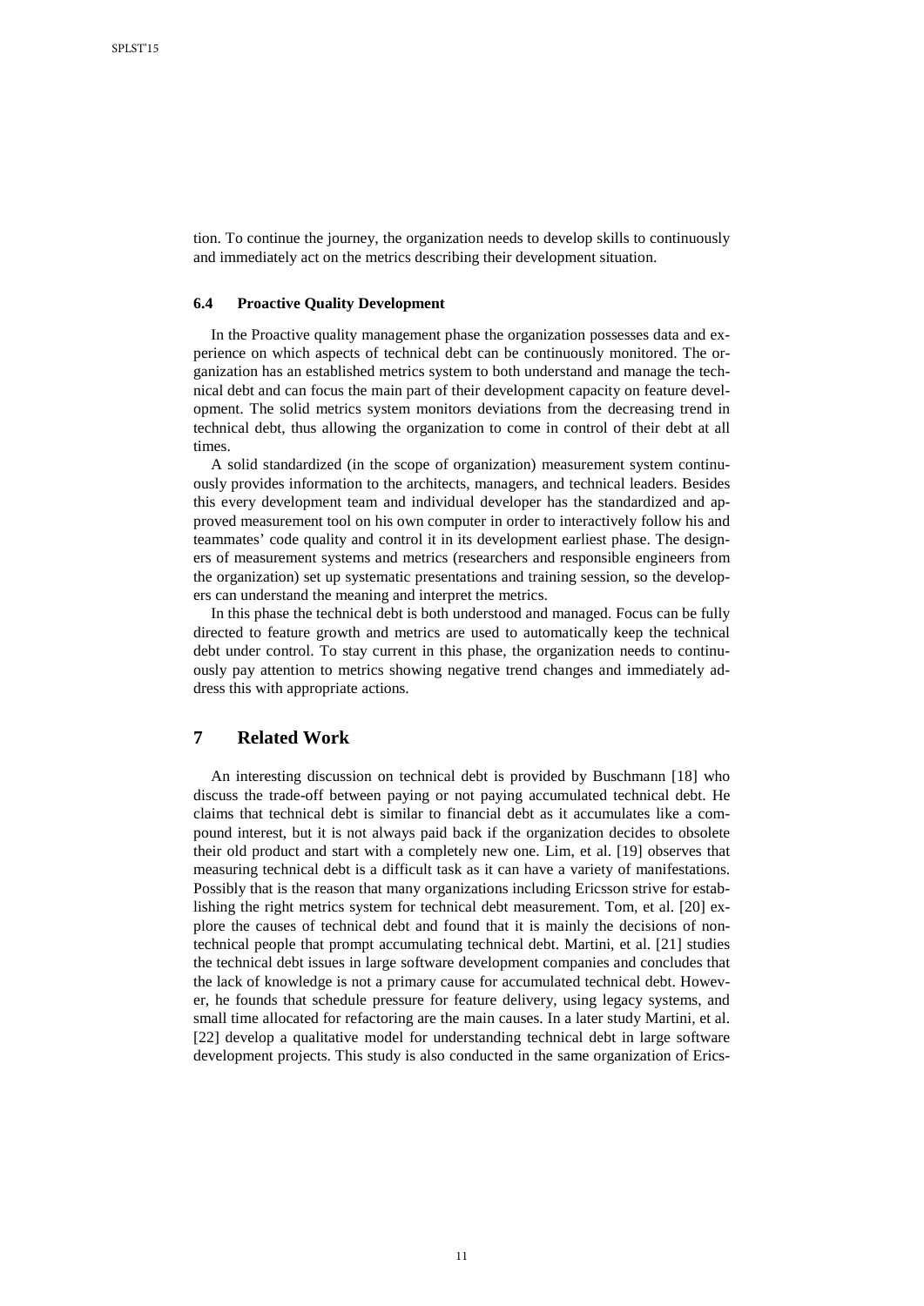tion. To continue the journey, the organization needs to develop skills to continuously and immediately act on the metrics describing their development situation.

### 6.4 Proactive Quality Development

In the Proactive quality management phase the organization possesses data and experience on which aspects of technical debt can be continuously monitored. The organization has an established metrics system to both understand and manage the technical debt and can focus the main part of their development capacity on feature development. The solid metrics system monitors deviations from the decreasing trend in technical debt, thus allowing the organization to come in control of their debt at all times.

A solid standardized (in the scope of organization) measurement system continuously provides information to the architects, managers, and technical leaders. Besides this every development team and individual developer has the standardized and approved measurement tool on his own computer in order to interactively follow his and teammates' code quality and control it in its development earliest phase. The designers of measurement systems and metrics (researchers and responsible engineers from the organization) set up systematic presentations and training session, so the developers can understand the meaning and interpret the metrics.

In this phase the technical debt is both understood and managed. Focus can be fully directed to feature growth and metrics are used to automatically keep the technical debt under control. To stay current in this phase, the organization needs to continuously pay attention to metrics showing negative trend changes and immediately address this with appropriate actions.

## 7 Related Work

An interesting discussion on technical debt is provided by Buschmann [18] who discuss the trade-off between paying or not paying accumulated technical debt. He claims that technical debt is similar to financial debt as it accumulates like a compound interest, but it is not always paid back if the organization decides to obsolete their old product and start with a completely new one. Lim, et al. [19] observes that measuring technical debt is a difficult task as it can have a variety of manifestations. Possibly that is the reason that many organizations including Ericsson strive for establishing the right metrics system for technical debt measurement. Tom, et al. [20] explore the causes of technical debt and found that it is mainly the decisions of non-technical people that prompt accumulating technical debt. Martini, et al. [21] studies the technical debt issues in large software development companies and concludes that the lack of knowledge is not a primary cause for accumulated technical debt. However, he founds that schedule pressure for feature delivery, using legacy systems, and small time allocated for refactoring are the main causes. In a later study Martini, et al. [22] develop a qualitative model for understanding technical debt in large software development projects. This study is also conducted in the same organization of Erics-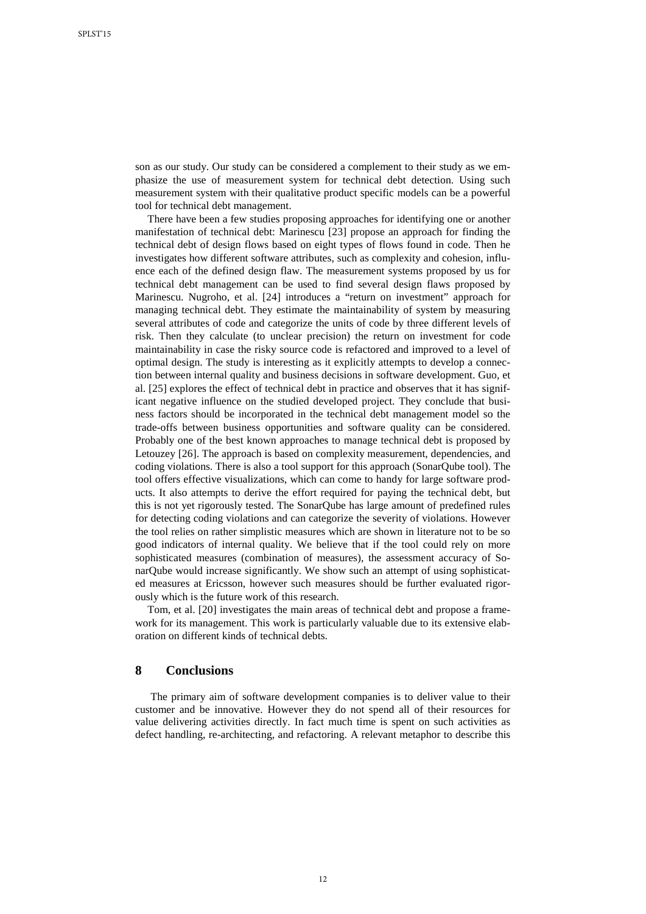son as our study. Our study can be considered a complement to their study as we emphasize the use of measurement system for technical debt detection. Using such measurement system with their qualitative product specific models can be a powerful tool for technical debt management.

There have been a few studies proposing approaches for identifying one or another manifestation of technical debt: Marinescu [23] propose an approach for finding the technical debt of design flows based on eight types of flows found in code. Then he investigates how different software attributes, such as complexity and cohesion, influence each of the defined design flaw. The measurement systems proposed by us for technical debt management can be used to find several design flaws proposed by Marinescu. Nugroho, et al. [24] introduces a "return on investment" approach for managing technical debt. They estimate the maintainability of system by measuring several attributes of code and categorize the units of code by three different levels of risk. Then they calculate (to unclear precision) the return on investment for code maintainability in case the risky source code is refactored and improved to a level of optimal design. The study is interesting as it explicitly attempts to develop a connection between internal quality and business decisions in software development. Guo, et al. [25] explores the effect of technical debt in practice and observes that it has significant negative influence on the studied developed project. They conclude that business factors should be incorporated in the technical debt management model so the trade-offs between business opportunities and software quality can be considered. Probably one of the best known approaches to manage technical debt is proposed by Letouzey [26]. The approach is based on complexity measurement, dependencies, and coding violations. There is also a tool support for this approach (SonarQube tool). The tool offers effective visualizations, which can come to handy for large software products. It also attempts to derive the effort required for paying the technical debt, but this is not yet rigorously tested. The SonarQube has large amount of predefined rules for detecting coding violations and can categorize the severity of violations. However the tool relies on rather simplistic measures which are shown in literature not to be so good indicators of internal quality. We believe that if the tool could rely on more sophisticated measures (combination of measures), the assessment accuracy of SonarQube would increase significantly. We show such an attempt of using sophisticated measures at Ericsson, however such measures should be further evaluated rigorously which is the future work of this research.

Tom, et al. [20] investigates the main areas of technical debt and propose a framework for its management. This work is particularly valuable due to its extensive elaboration on different kinds of technical debts.

## 8 Conclusions

The primary aim of software development companies is to deliver value to their customer and be innovative. However they do not spend all of their resources for value delivering activities directly. In fact much time is spent on such activities as defect handling, re-architecting, and refactoring. A relevant metaphor to describe this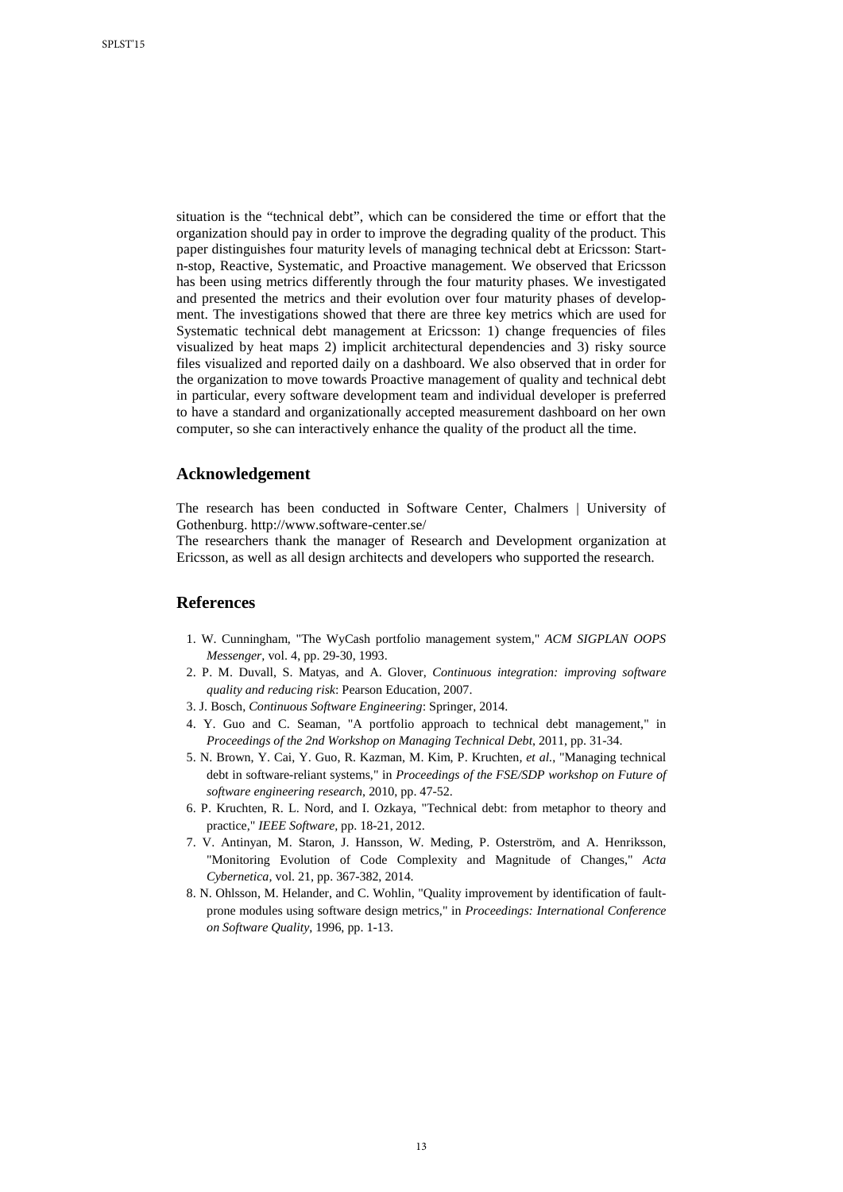situation is the "technical debt", which can be considered the time or effort that the organization should pay in order to improve the degrading quality of the product. This paper distinguishes four maturity levels of managing technical debt at Ericsson: Start-n-stop, Reactive, Systematic, and Proactive management. We observed that Ericsson has been using metrics differently through the four maturity phases. We investigated and presented the metrics and their evolution over four maturity phases of development. The investigations showed that there are three key metrics which are used for Systematic technical debt management at Ericsson: 1) change frequencies of files visualized by heat maps 2) implicit architectural dependencies and 3) risky source files visualized and reported daily on a dashboard. We also observed that in order for the organization to move towards Proactive management of quality and technical debt in particular, every software development team and individual developer is preferred to have a standard and organizationally accepted measurement dashboard on her own computer, so she can interactively enhance the quality of the product all the time.

## Acknowledgement

The research has been conducted in Software Center, Chalmers | University of Gothenburg. http://www.software-center.se/

The researchers thank the manager of Research and Development organization at Ericsson, as well as all design architects and developers who supported the research.

## References

1. W. Cunningham, "The WyCash portfolio management system," *ACM SIGPLAN OOPS Messenger*, vol. 4, pp. 29-30, 1993.
2. P. M. Duvall, S. Matyas, and A. Glover, *Continuous integration: improving software quality and reducing risk*: Pearson Education, 2007.
3. J. Bosch, *Continuous Software Engineering*: Springer, 2014.
4. Y. Guo and C. Seaman, "A portfolio approach to technical debt management," in *Proceedings of the 2nd Workshop on Managing Technical Debt*, 2011, pp. 31-34.
5. N. Brown, Y. Cai, Y. Guo, R. Kazman, M. Kim, P. Kruchten*, et al.*, "Managing technical debt in software-reliant systems," in *Proceedings of the FSE/SDP workshop on Future of software engineering research*, 2010, pp. 47-52.
6. P. Kruchten, R. L. Nord, and I. Ozkaya, "Technical debt: from metaphor to theory and practice," *IEEE Software*, pp. 18-21, 2012.
7. V. Antinyan, M. Staron, J. Hansson, W. Meding, P. Osterström, and A. Henriksson, "Monitoring Evolution of Code Complexity and Magnitude of Changes," *Acta Cybernetica*, vol. 21, pp. 367-382, 2014.
8. N. Ohlsson, M. Helander, and C. Wohlin, "Quality improvement by identification of fault-prone modules using software design metrics," in *Proceedings: International Conference on Software Quality*, 1996, pp. 1-13.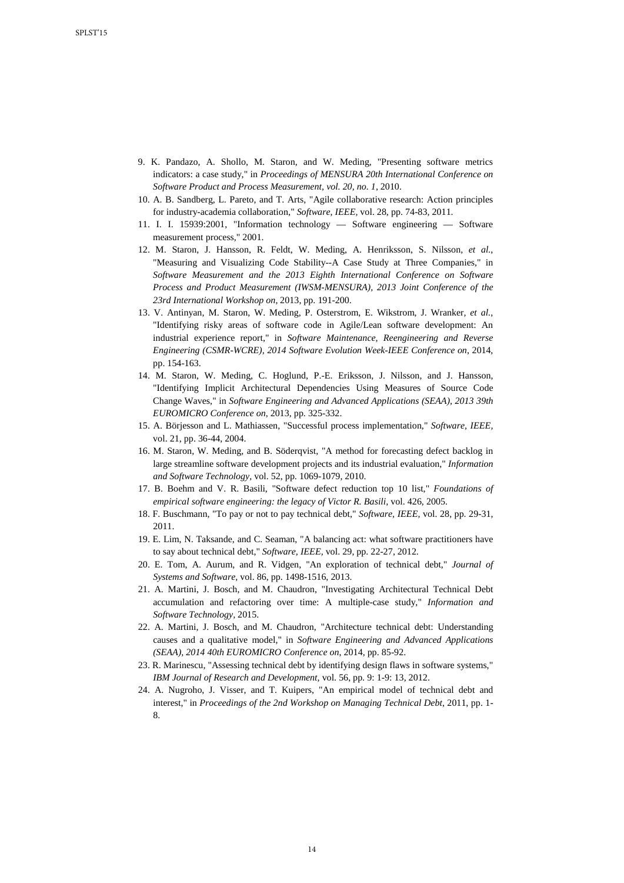9. K. Pandazo, A. Shollo, M. Staron, and W. Meding, "Presenting software metrics indicators: a case study," in *Proceedings of MENSURA 20th International Conference on Software Product and Process Measurement, vol. 20, no. 1*, 2010.
10. A. B. Sandberg, L. Pareto, and T. Arts, "Agile collaborative research: Action principles for industry-academia collaboration," *Software, IEEE*, vol. 28, pp. 74-83, 2011.
11. I. I. 15939:2001, "Information technology — Software engineering — Software measurement process," 2001.
12. M. Staron, J. Hansson, R. Feldt, W. Meding, A. Henriksson, S. Nilsson, *et al.*, "Measuring and Visualizing Code Stability--A Case Study at Three Companies," in *Software Measurement and the 2013 Eighth International Conference on Software Process and Product Measurement (IWSM-MENSURA), 2013 Joint Conference of the 23rd International Workshop on*, 2013, pp. 191-200.
13. V. Antinyan, M. Staron, W. Meding, P. Osterstrom, E. Wikstrom, J. Wranker, *et al.*, "Identifying risky areas of software code in Agile/Lean software development: An industrial experience report," in *Software Maintenance, Reengineering and Reverse Engineering (CSMR-WCRE), 2014 Software Evolution Week-IEEE Conference on*, 2014, pp. 154-163.
14. M. Staron, W. Meding, C. Hoglund, P.-E. Eriksson, J. Nilsson, and J. Hansson, "Identifying Implicit Architectural Dependencies Using Measures of Source Code Change Waves," in *Software Engineering and Advanced Applications (SEAA), 2013 39th EUROMICRO Conference on*, 2013, pp. 325-332.
15. A. Börjesson and L. Mathiassen, "Successful process implementation," *Software, IEEE*, vol. 21, pp. 36-44, 2004.
16. M. Staron, W. Meding, and B. Söderqvist, "A method for forecasting defect backlog in large streamline software development projects and its industrial evaluation," *Information and Software Technology*, vol. 52, pp. 1069-1079, 2010.
17. B. Boehm and V. R. Basili, "Software defect reduction top 10 list," *Foundations of empirical software engineering: the legacy of Victor R. Basili*, vol. 426, 2005.
18. F. Buschmann, "To pay or not to pay technical debt," *Software, IEEE*, vol. 28, pp. 29-31, 2011.
19. E. Lim, N. Taksande, and C. Seaman, "A balancing act: what software practitioners have to say about technical debt," *Software, IEEE*, vol. 29, pp. 22-27, 2012.
20. E. Tom, A. Aurum, and R. Vidgen, "An exploration of technical debt," *Journal of Systems and Software*, vol. 86, pp. 1498-1516, 2013.
21. A. Martini, J. Bosch, and M. Chaudron, "Investigating Architectural Technical Debt accumulation and refactoring over time: A multiple-case study," *Information and Software Technology*, 2015.
22. A. Martini, J. Bosch, and M. Chaudron, "Architecture technical debt: Understanding causes and a qualitative model," in *Software Engineering and Advanced Applications (SEAA), 2014 40th EUROMICRO Conference on*, 2014, pp. 85-92.
23. R. Marinescu, "Assessing technical debt by identifying design flaws in software systems," *IBM Journal of Research and Development*, vol. 56, pp. 9: 1-9: 13, 2012.
24. A. Nugroho, J. Visser, and T. Kuipers, "An empirical model of technical debt and interest," in *Proceedings of the 2nd Workshop on Managing Technical Debt*, 2011, pp. 1-8.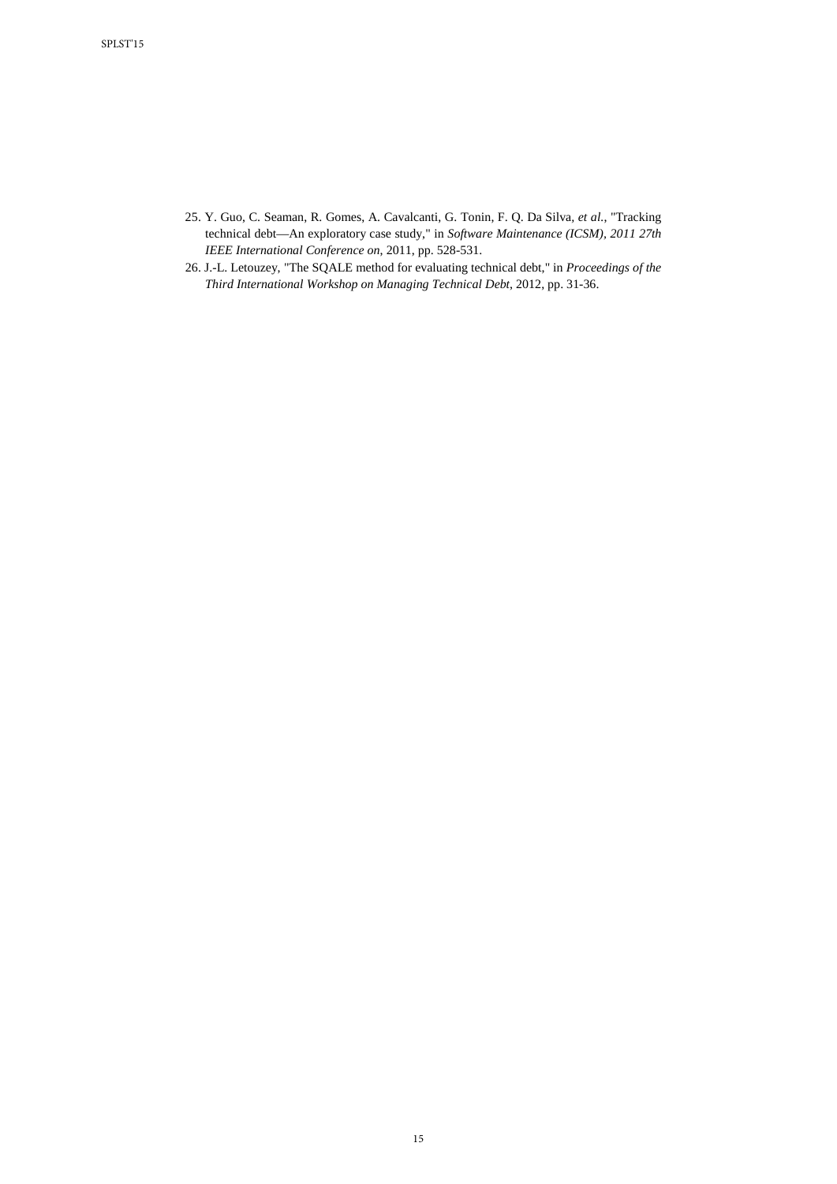25. Y. Guo, C. Seaman, R. Gomes, A. Cavalcanti, G. Tonin, F. Q. Da Silva, *et al.*, "Tracking technical debt—An exploratory case study," in *Software Maintenance (ICSM), 2011 27th IEEE International Conference on*, 2011, pp. 528-531.
26. J.-L. Letouzey, "The SQALE method for evaluating technical debt," in *Proceedings of the Third International Workshop on Managing Technical Debt*, 2012, pp. 31-36.